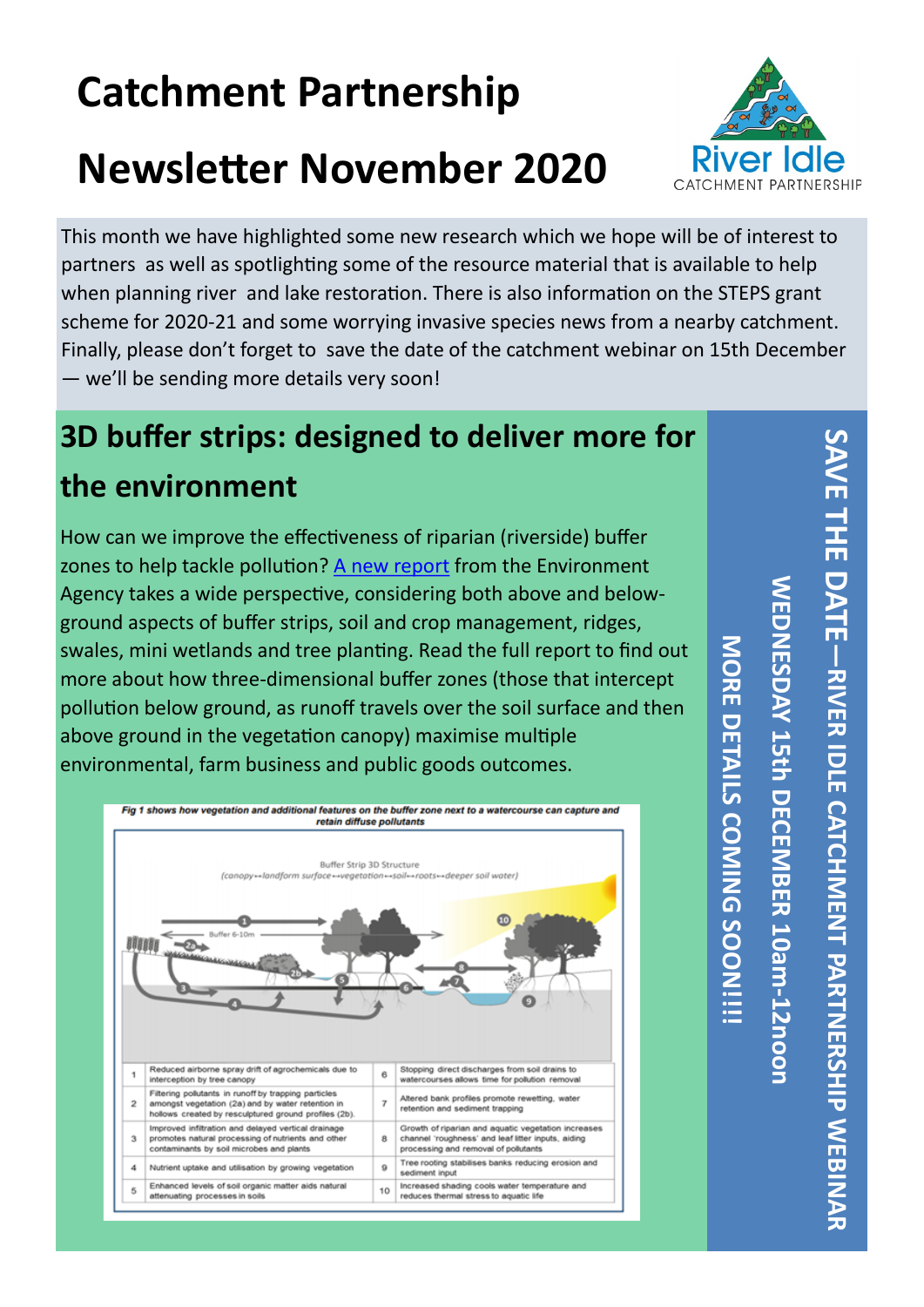# Catchment Partnership Newsletter November 2020

River Idle CATCHMENT PARTNERSHIP

This month we have highlighted some new research which we hope will be of interest to partners as well as spotlighting some of the resource material that is available to help when planning river and lake restoration. There is also information on the STEPS grant scheme for 2020-21 and some worrying invasive species news from a nearby catchment. Finally, please don't forget to save the date of the catchment webinar on 15th December — we'll be sending more details very soon!

## 3D buffer strips: designed to deliver more for the environment

How can we improve the effectiveness of riparian (riverside) buffer zones to help tackle pollution? A new report from the Environment Agency takes a wide perspective, considering both above and below-ground aspects of buffer strips, soil and crop management, ridges, swales, mini wetlands and tree planting. Read the full report to find out more about how three-dimensional buffer zones (those that intercept pollution below ground, as runoff travels over the soil surface and then above ground in the vegetation canopy) maximise multiple environmental, farm business and public goods outcomes.

*Fig 1 shows how vegetation and additional features on the buffer zone next to a watercourse can capture and retain diffuse pollutants*

Buffer Strip 3D Structure
(canopy↔landform surface↔vegetation↔soil↔roots↔deeper soil water)

Buffer 6-10m

| | | | |
|---|---|---|---|
| 1 | Reduced airborne spray drift of agrochemicals due to interception by tree canopy | 6 | Stopping direct discharges from soil drains to watercourses allows time for pollution removal |
| 2 | Filtering pollutants in runoff by trapping particles amongst vegetation (2a) and by water retention in hollows created by resculptured ground profiles (2b). | 7 | Altered bank profiles promote rewetting, water retention and sediment trapping |
| 3 | Improved infiltration and delayed vertical drainage promotes natural processing of nutrients and other contaminants by soil microbes and plants | 8 | Growth of riparian and aquatic vegetation increases channel 'roughness' and leaf litter inputs, aiding processing and removal of pollutants |
| 4 | Nutrient uptake and utilisation by growing vegetation | 9 | Tree rooting stabilises banks reducing erosion and sediment input |
| 5 | Enhanced levels of soil organic matter aids natural attenuating processes in soils | 10 | Increased shading cools water temperature and reduces thermal stress to aquatic life |

**SAVE THE DATE—RIVER IDLE CATCHMENT PARTNERSHIP WEBINAR**

**WEDNESDAY 15th DECEMBER 10am-12noon**

**MORE DETAILS COMING SOON!!!!**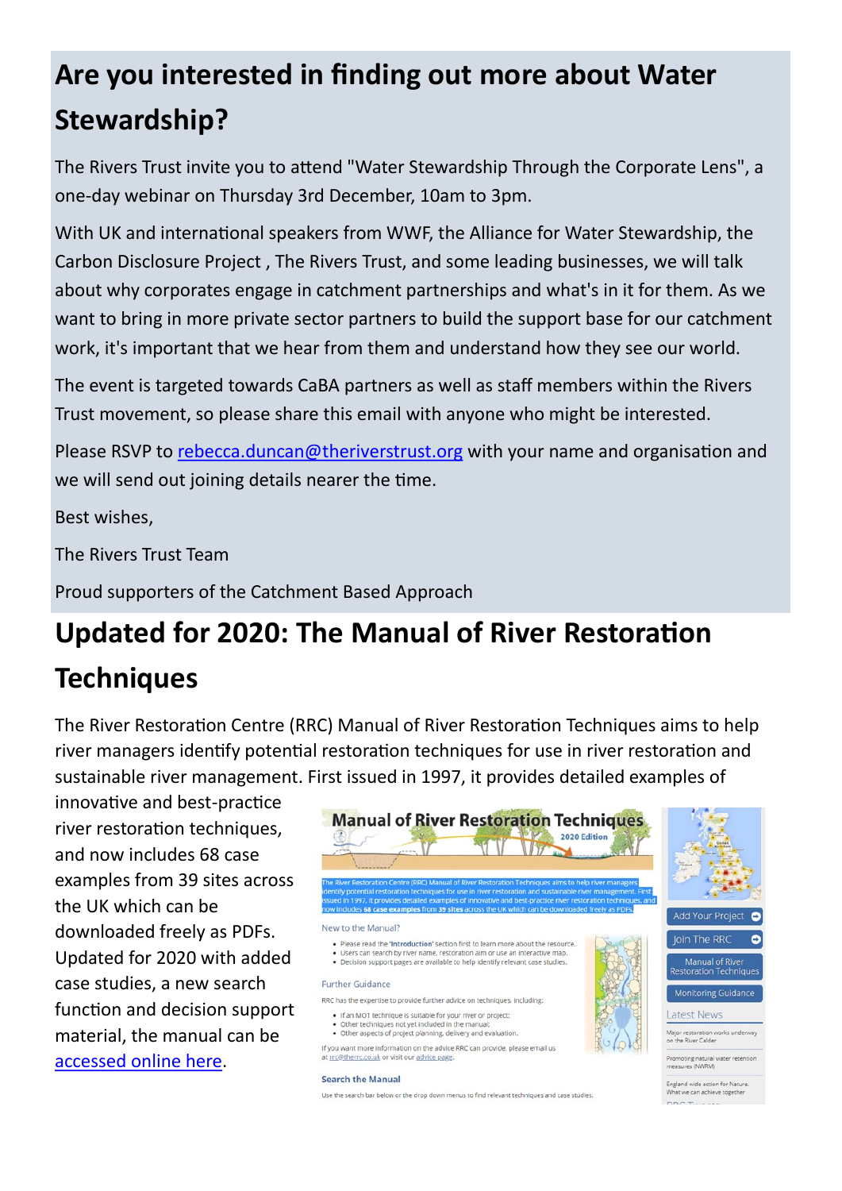## Are you interested in finding out more about Water Stewardship?

The Rivers Trust invite you to attend "Water Stewardship Through the Corporate Lens", a one-day webinar on Thursday 3rd December, 10am to 3pm.

With UK and international speakers from WWF, the Alliance for Water Stewardship, the Carbon Disclosure Project , The Rivers Trust, and some leading businesses, we will talk about why corporates engage in catchment partnerships and what's in it for them. As we want to bring in more private sector partners to build the support base for our catchment work, it's important that we hear from them and understand how they see our world.

The event is targeted towards CaBA partners as well as staff members within the Rivers Trust movement, so please share this email with anyone who might be interested.

Please RSVP to [rebecca.duncan@theriverstrust.org](mailto:rebecca.duncan@theriverstrust.org) with your name and organisation and we will send out joining details nearer the time.

Best wishes,

The Rivers Trust Team

Proud supporters of the Catchment Based Approach

## Updated for 2020: The Manual of River Restoration Techniques

The River Restoration Centre (RRC) Manual of River Restoration Techniques aims to help river managers identify potential restoration techniques for use in river restoration and sustainable river management. First issued in 1997, it provides detailed examples of innovative and best-practice river restoration techniques, and now includes 68 case examples from 39 sites across the UK which can be downloaded freely as PDFs. Updated for 2020 with added case studies, a new search function and decision support material, the manual can be [accessed online here](#).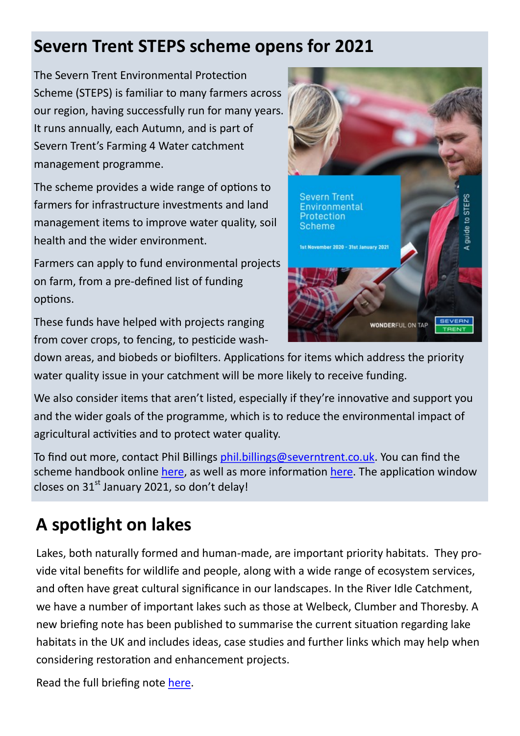## Severn Trent STEPS scheme opens for 2021

The Severn Trent Environmental Protection Scheme (STEPS) is familiar to many farmers across our region, having successfully run for many years. It runs annually, each Autumn, and is part of Severn Trent's Farming 4 Water catchment management programme.

The scheme provides a wide range of options to farmers for infrastructure investments and land management items to improve water quality, soil health and the wider environment.

Farmers can apply to fund environmental projects on farm, from a pre-defined list of funding options.

These funds have helped with projects ranging from cover crops, to fencing, to pesticide wash-down areas, and biobeds or biofilters. Applications for items which address the priority water quality issue in your catchment will be more likely to receive funding.

We also consider items that aren't listed, especially if they're innovative and support you and the wider goals of the programme, which is to reduce the environmental impact of agricultural activities and to protect water quality.

To find out more, contact Phil Billings phil.billings@severntrent.co.uk. You can find the scheme handbook online here, as well as more information here. The application window closes on 31st January 2021, so don't delay!

## A spotlight on lakes

Lakes, both naturally formed and human-made, are important priority habitats. They provide vital benefits for wildlife and people, along with a wide range of ecosystem services, and often have great cultural significance in our landscapes. In the River Idle Catchment, we have a number of important lakes such as those at Welbeck, Clumber and Thoresby. A new briefing note has been published to summarise the current situation regarding lake habitats in the UK and includes ideas, case studies and further links which may help when considering restoration and enhancement projects.

Read the full briefing note here.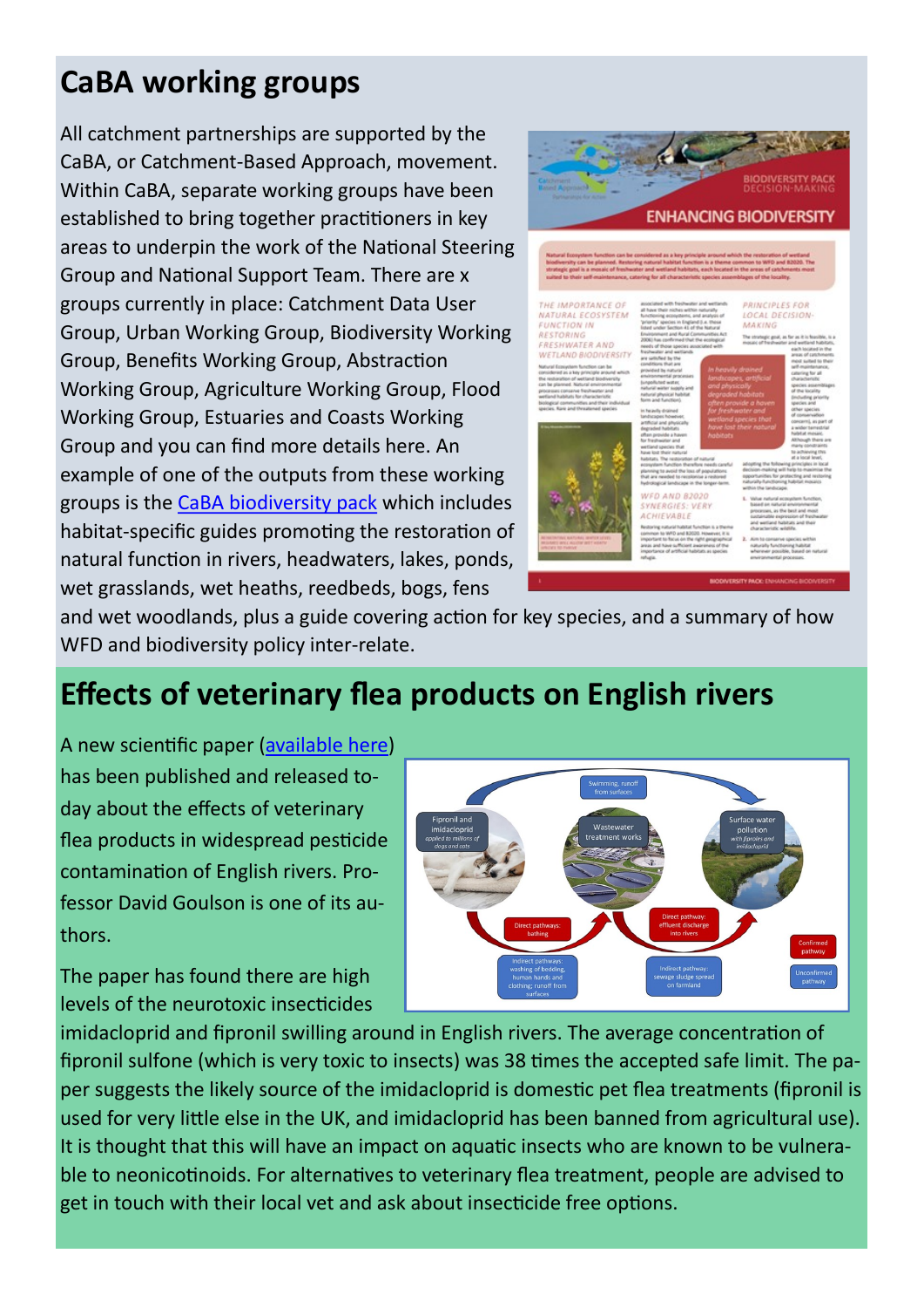## CaBA working groups

All catchment partnerships are supported by the CaBA, or Catchment-Based Approach, movement. Within CaBA, separate working groups have been established to bring together practitioners in key areas to underpin the work of the National Steering Group and National Support Team. There are x groups currently in place: Catchment Data User Group, Urban Working Group, Biodiversity Working Group, Benefits Working Group, Abstraction Working Group, Agriculture Working Group, Flood Working Group, Estuaries and Coasts Working Group and you can find more details here. An example of one of the outputs from these working groups is the [CaBA biodiversity pack]() which includes habitat-specific guides promoting the restoration of natural function in rivers, headwaters, lakes, ponds, wet grasslands, wet heaths, reedbeds, bogs, fens and wet woodlands, plus a guide covering action for key species, and a summary of how WFD and biodiversity policy inter-relate.

## Effects of veterinary flea products on English rivers

A new scientific paper ([available here]()) has been published and released today about the effects of veterinary flea products in widespread pesticide contamination of English rivers. Professor David Goulson is one of its authors.

The paper has found there are high levels of the neurotoxic insecticides imidacloprid and fipronil swilling around in English rivers. The average concentration of fipronil sulfone (which is very toxic to insects) was 38 times the accepted safe limit. The paper suggests the likely source of the imidacloprid is domestic pet flea treatments (fipronil is used for very little else in the UK, and imidacloprid has been banned from agricultural use). It is thought that this will have an impact on aquatic insects who are known to be vulnerable to neonicotinoids. For alternatives to veterinary flea treatment, people are advised to get in touch with their local vet and ask about insecticide free options.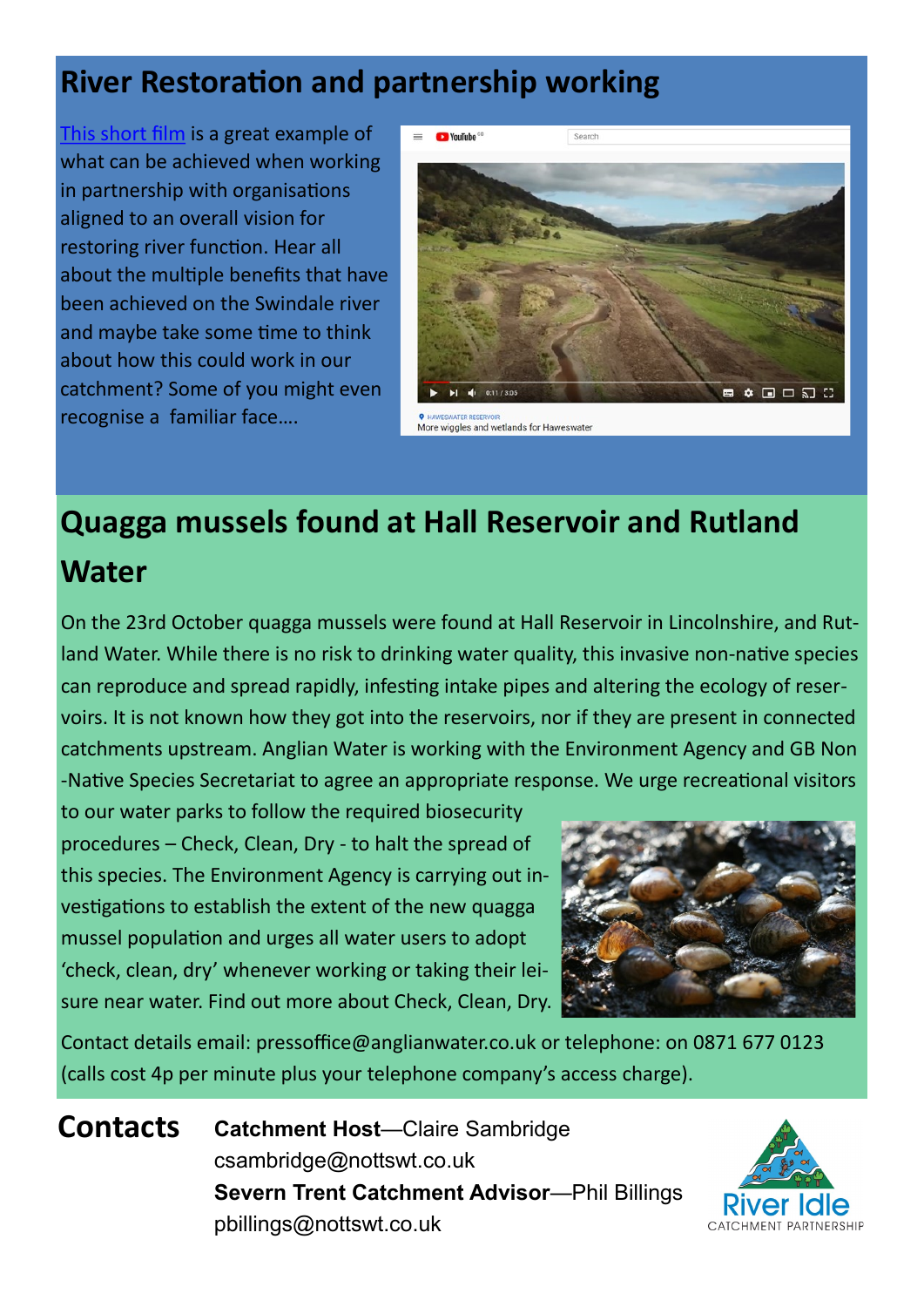## River Restoration and partnership working

This short film is a great example of what can be achieved when working in partnership with organisations aligned to an overall vision for restoring river function. Hear all about the multiple benefits that have been achieved on the Swindale river and maybe take some time to think about how this could work in our catchment? Some of you might even recognise a familiar face….

## Quagga mussels found at Hall Reservoir and Rutland Water

On the 23rd October quagga mussels were found at Hall Reservoir in Lincolnshire, and Rutland Water. While there is no risk to drinking water quality, this invasive non-native species can reproduce and spread rapidly, infesting intake pipes and altering the ecology of reservoirs. It is not known how they got into the reservoirs, nor if they are present in connected catchments upstream. Anglian Water is working with the Environment Agency and GB Non-Native Species Secretariat to agree an appropriate response. We urge recreational visitors to our water parks to follow the required biosecurity procedures – Check, Clean, Dry - to halt the spread of this species. The Environment Agency is carrying out investigations to establish the extent of the new quagga mussel population and urges all water users to adopt 'check, clean, dry' whenever working or taking their leisure near water. Find out more about Check, Clean, Dry.

Contact details email: pressoffice@anglianwater.co.uk or telephone: on 0871 677 0123 (calls cost 4p per minute plus your telephone company's access charge).

## Contacts

**Catchment Host**—Claire Sambridge
csambridge@nottswt.co.uk

**Severn Trent Catchment Advisor**—Phil Billings
pbillings@nottswt.co.uk